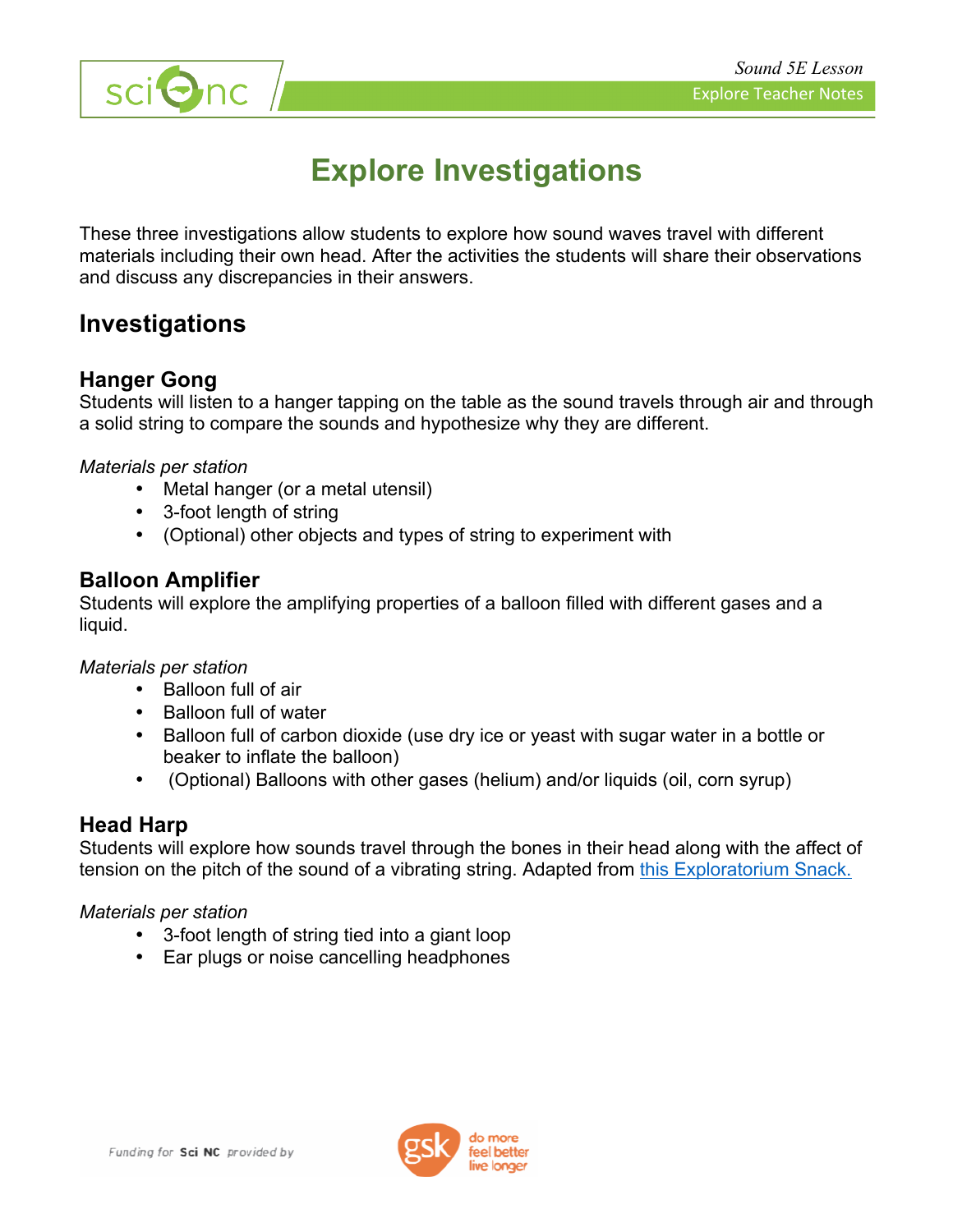# Explore Investigations

These three investigations allow students to explore how sound waves travel with different materials including their own head. After the activities the students will share their observations and discuss any discrepancies in their answers.

## Investigations

### Hanger Gong

Students will listen to a hanger tapping on the table as the sound travels through air and through a solid string to compare the sounds and hypothesize why they are different.

*Materials per station*

- Metal hanger (or a metal utensil)
- 3-foot length of string
- (Optional) other objects and types of string to experiment with

### Balloon Amplifier

Students will explore the amplifying properties of a balloon filled with different gases and a liquid.

*Materials per station*

- Balloon full of air
- Balloon full of water
- Balloon full of carbon dioxide (use dry ice or yeast with sugar water in a bottle or beaker to inflate the balloon)
- (Optional) Balloons with other gases (helium) and/or liquids (oil, corn syrup)

### Head Harp

Students will explore how sounds travel through the bones in their head along with the affect of tension on the pitch of the sound of a vibrating string. Adapted from [this Exploratorium Snack.]

*Materials per station*

- 3-foot length of string tied into a giant loop
- Ear plugs or noise cancelling headphones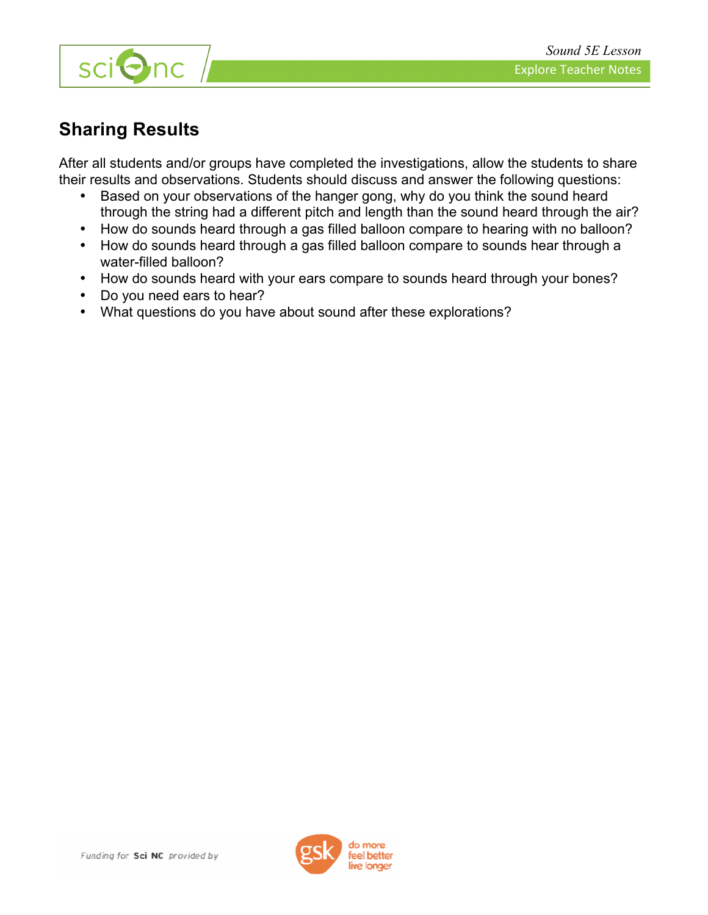## Sharing Results

After all students and/or groups have completed the investigations, allow the students to share their results and observations. Students should discuss and answer the following questions:

- Based on your observations of the hanger gong, why do you think the sound heard through the string had a different pitch and length than the sound heard through the air?
- How do sounds heard through a gas filled balloon compare to hearing with no balloon?
- How do sounds heard through a gas filled balloon compare to sounds hear through a water-filled balloon?
- How do sounds heard with your ears compare to sounds heard through your bones?
- Do you need ears to hear?
- What questions do you have about sound after these explorations?